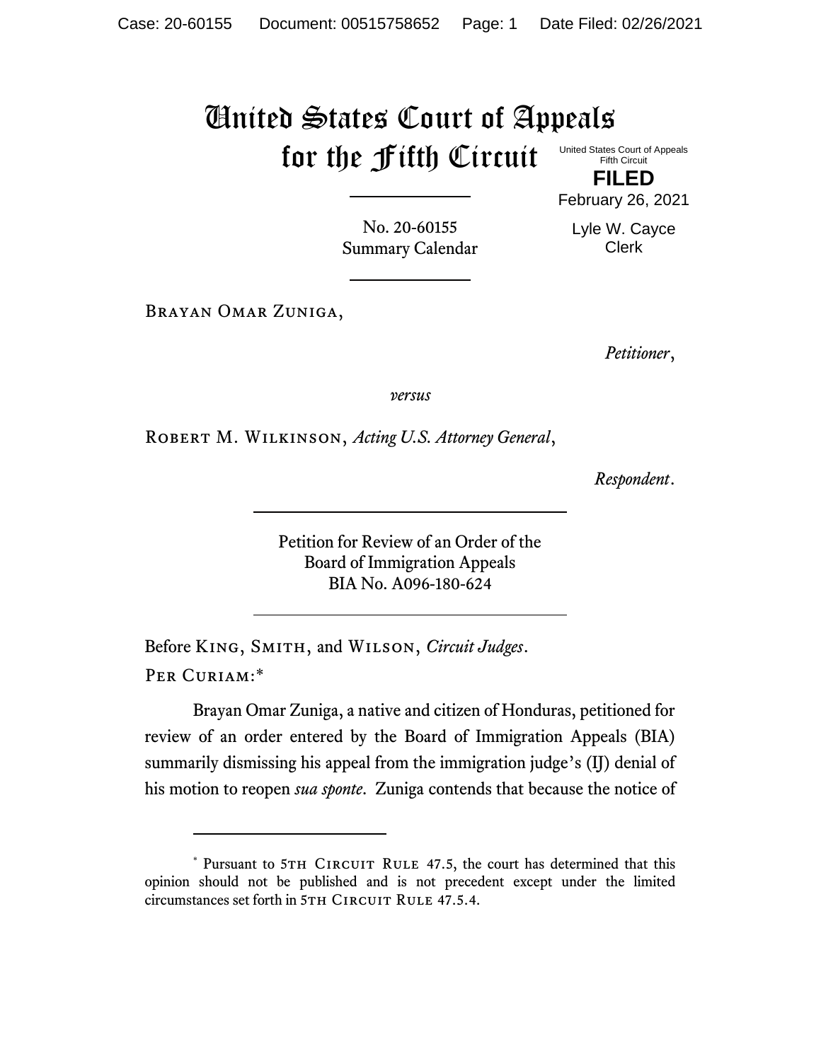# United States Court of Appeals for the Fifth Circuit

United States Court of Appeals
Fifth Circuit

**FILED**

February 26, 2021

Lyle W. Cayce
Clerk

No. 20-60155
Summary Calendar

---

Brayan Omar Zuniga,

*Petitioner*,

*versus*

Robert M. Wilkinson, *Acting U.S. Attorney General*,

*Respondent*.

---

Petition for Review of an Order of the
Board of Immigration Appeals
BIA No. A096-180-624

---

Before King, Smith, and Wilson, *Circuit Judges*.

Per Curiam:*

Brayan Omar Zuniga, a native and citizen of Honduras, petitioned for review of an order entered by the Board of Immigration Appeals (BIA) summarily dismissing his appeal from the immigration judge's (IJ) denial of his motion to reopen *sua sponte*. Zuniga contends that because the notice of

---

\* Pursuant to 5th Circuit Rule 47.5, the court has determined that this opinion should not be published and is not precedent except under the limited circumstances set forth in 5th Circuit Rule 47.5.4.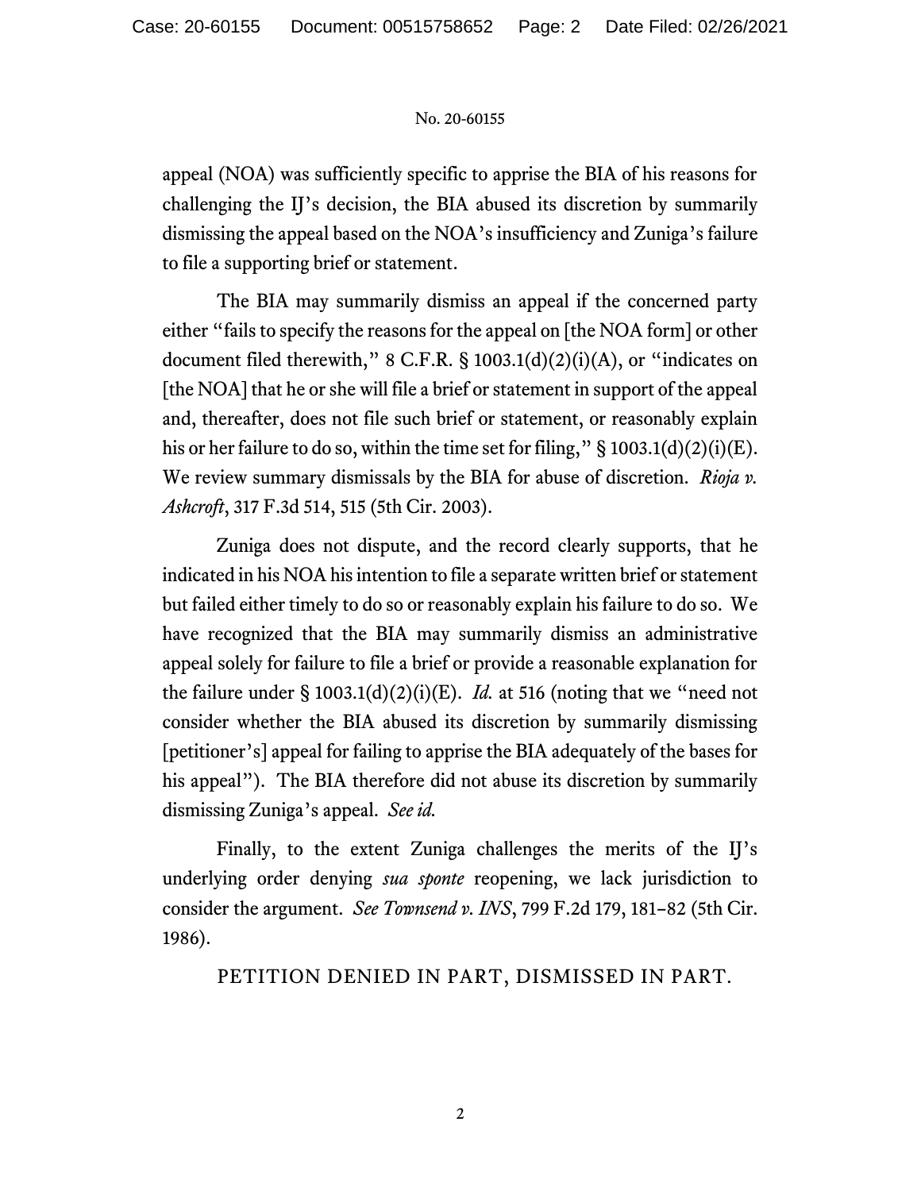appeal (NOA) was sufficiently specific to apprise the BIA of his reasons for challenging the IJ's decision, the BIA abused its discretion by summarily dismissing the appeal based on the NOA's insufficiency and Zuniga's failure to file a supporting brief or statement.

The BIA may summarily dismiss an appeal if the concerned party either "fails to specify the reasons for the appeal on [the NOA form] or other document filed therewith," 8 C.F.R. § 1003.1(d)(2)(i)(A), or "indicates on [the NOA] that he or she will file a brief or statement in support of the appeal and, thereafter, does not file such brief or statement, or reasonably explain his or her failure to do so, within the time set for filing," § 1003.1(d)(2)(i)(E). We review summary dismissals by the BIA for abuse of discretion. *Rioja v. Ashcroft*, 317 F.3d 514, 515 (5th Cir. 2003).

Zuniga does not dispute, and the record clearly supports, that he indicated in his NOA his intention to file a separate written brief or statement but failed either timely to do so or reasonably explain his failure to do so. We have recognized that the BIA may summarily dismiss an administrative appeal solely for failure to file a brief or provide a reasonable explanation for the failure under § 1003.1(d)(2)(i)(E). *Id.* at 516 (noting that we "need not consider whether the BIA abused its discretion by summarily dismissing [petitioner's] appeal for failing to apprise the BIA adequately of the bases for his appeal"). The BIA therefore did not abuse its discretion by summarily dismissing Zuniga's appeal. *See id.*

Finally, to the extent Zuniga challenges the merits of the IJ's underlying order denying *sua sponte* reopening, we lack jurisdiction to consider the argument. *See Townsend v. INS*, 799 F.2d 179, 181–82 (5th Cir. 1986).

PETITION DENIED IN PART, DISMISSED IN PART.